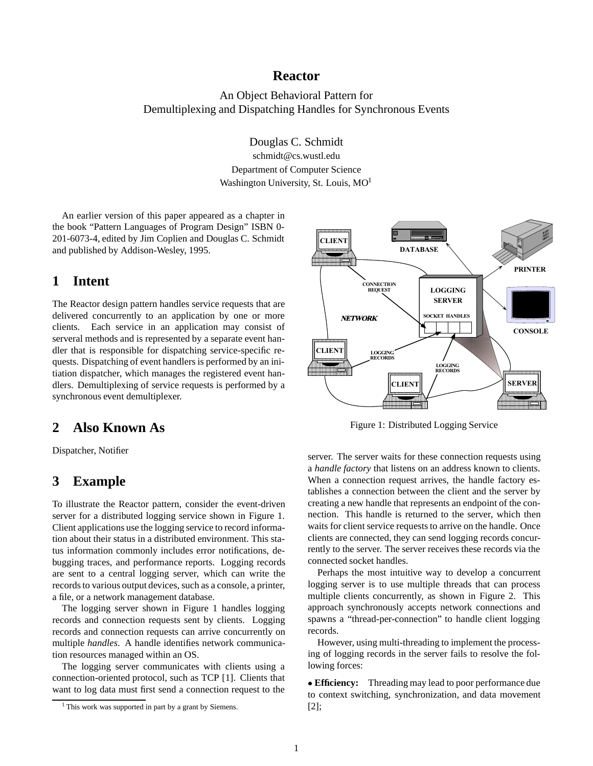# Reactor

An Object Behavioral Pattern for
Demultiplexing and Dispatching Handles for Synchronous Events

Douglas C. Schmidt
schmidt@cs.wustl.edu
Department of Computer Science
Washington University, St. Louis, MO[1]

An earlier version of this paper appeared as a chapter in the book "Pattern Languages of Program Design" ISBN 0-201-6073-4, edited by Jim Coplien and Douglas C. Schmidt and published by Addison-Wesley, 1995.

## 1 Intent

The Reactor design pattern handles service requests that are delivered concurrently to an application by one or more clients. Each service in an application may consist of serveral methods and is represented by a separate event handler that is responsible for dispatching service-specific requests. Dispatching of event handlers is performed by an initiation dispatcher, which manages the registered event handlers. Demultiplexing of service requests is performed by a synchronous event demultiplexer.

## 2 Also Known As

Dispatcher, Notifier

## 3 Example

To illustrate the Reactor pattern, consider the event-driven server for a distributed logging service shown in Figure 1. Client applications use the logging service to record information about their status in a distributed environment. This status information commonly includes error notifications, debugging traces, and performance reports. Logging records are sent to a central logging server, which can write the records to various output devices, such as a console, a printer, a file, or a network management database.

The logging server shown in Figure 1 handles logging records and connection requests sent by clients. Logging records and connection requests can arrive concurrently on multiple *handles*. A handle identifies network communication resources managed within an OS.

The logging server communicates with clients using a connection-oriented protocol, such as TCP [1]. Clients that want to log data must first send a connection request to the server. The server waits for these connection requests using a *handle factory* that listens on an address known to clients. When a connection request arrives, the handle factory establishes a connection between the client and the server by creating a new handle that represents an endpoint of the connection. This handle is returned to the server, which then waits for client service requests to arrive on the handle. Once clients are connected, they can send logging records concurrently to the server. The server receives these records via the connected socket handles.

Figure 1: Distributed Logging Service

Perhaps the most intuitive way to develop a concurrent logging server is to use multiple threads that can process multiple clients concurrently, as shown in Figure 2. This approach synchronously accepts network connections and spawns a "thread-per-connection" to handle client logging records.

However, using multi-threading to implement the processing of logging records in the server fails to resolve the following forces:

- **Efficiency:** Threading may lead to poor performance due to context switching, synchronization, and data movement [2];

[1] This work was supported in part by a grant by Siemens.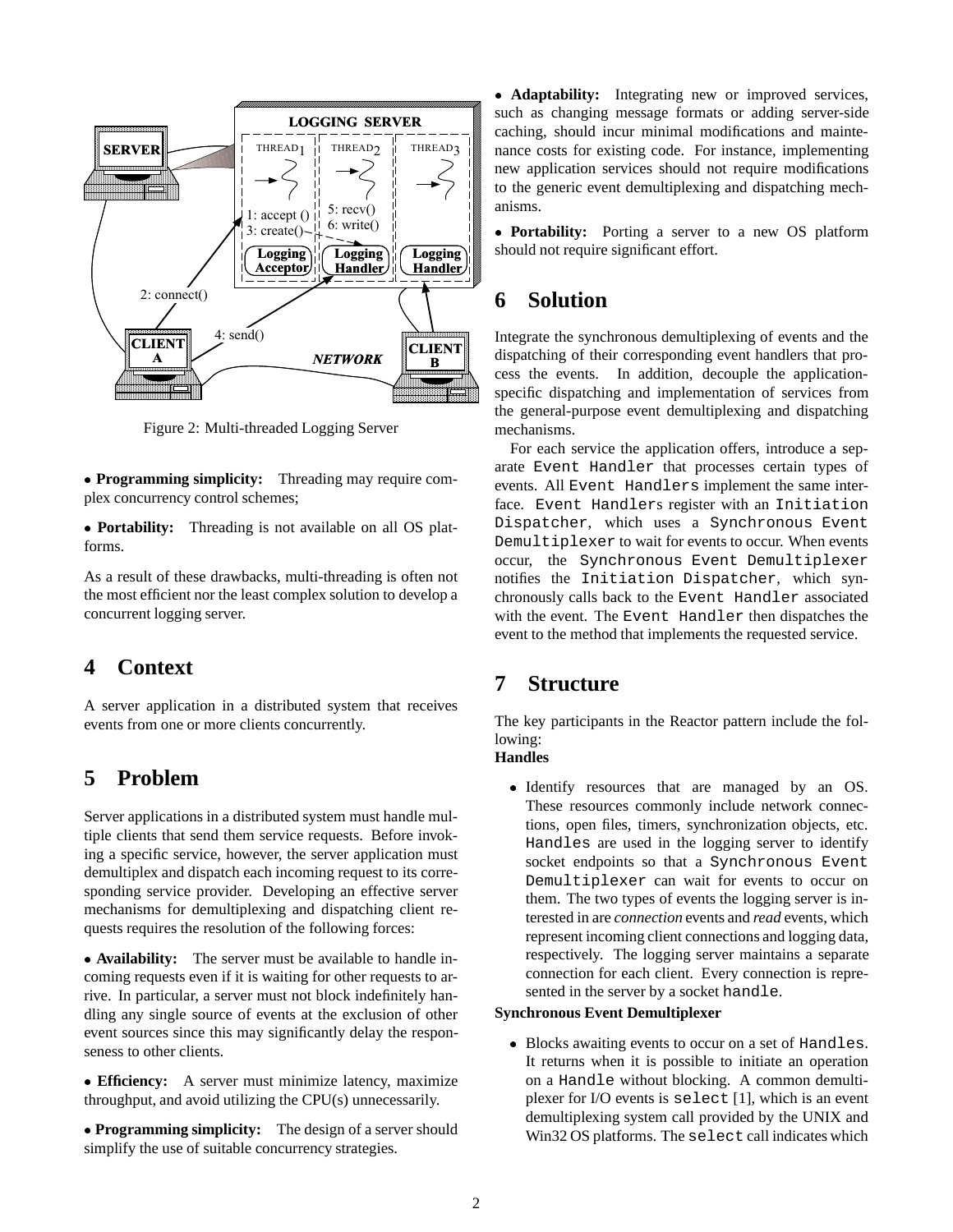Figure 2: Multi-threaded Logging Server

- **Programming simplicity:** Threading may require complex concurrency control schemes;

- **Portability:** Threading is not available on all OS platforms.

As a result of these drawbacks, multi-threading is often not the most efficient nor the least complex solution to develop a concurrent logging server.

# 4 Context

A server application in a distributed system that receives events from one or more clients concurrently.

# 5 Problem

Server applications in a distributed system must handle multiple clients that send them service requests. Before invoking a specific service, however, the server application must demultiplex and dispatch each incoming request to its corresponding service provider. Developing an effective server mechanisms for demultiplexing and dispatching client requests requires the resolution of the following forces:

- **Availability:** The server must be available to handle incoming requests even if it is waiting for other requests to arrive. In particular, a server must not block indefinitely handling any single source of events at the exclusion of other event sources since this may significantly delay the responseness to other clients.

- **Efficiency:** A server must minimize latency, maximize throughput, and avoid utilizing the CPU(s) unnecessarily.

- **Programming simplicity:** The design of a server should simplify the use of suitable concurrency strategies.

- **Adaptability:** Integrating new or improved services, such as changing message formats or adding server-side caching, should incur minimal modifications and maintenance costs for existing code. For instance, implementing new application services should not require modifications to the generic event demultiplexing and dispatching mechanisms.

- **Portability:** Porting a server to a new OS platform should not require significant effort.

# 6 Solution

Integrate the synchronous demultiplexing of events and the dispatching of their corresponding event handlers that process the events. In addition, decouple the application-specific dispatching and implementation of services from the general-purpose event demultiplexing and dispatching mechanisms.

For each service the application offers, introduce a separate `Event Handler` that processes certain types of events. All `Event Handlers` implement the same interface. `Event Handler`s register with an `Initiation Dispatcher`, which uses a `Synchronous Event Demultiplexer` to wait for events to occur. When events occur, the `Synchronous Event Demultiplexer` notifies the `Initiation Dispatcher`, which synchronously calls back to the `Event Handler` associated with the event. The `Event Handler` then dispatches the event to the method that implements the requested service.

# 7 Structure

The key participants in the Reactor pattern include the following:

**Handles**

- Identify resources that are managed by an OS. These resources commonly include network connections, open files, timers, synchronization objects, etc. `Handles` are used in the logging server to identify socket endpoints so that a `Synchronous Event Demultiplexer` can wait for events to occur on them. The two types of events the logging server is interested in are *connection* events and *read* events, which represent incoming client connections and logging data, respectively. The logging server maintains a separate connection for each client. Every connection is represented in the server by a socket `handle`.

**Synchronous Event Demultiplexer**

- Blocks awaiting events to occur on a set of `Handles`. It returns when it is possible to initiate an operation on a `Handle` without blocking. A common demultiplexer for I/O events is `select` [1], which is an event demultiplexing system call provided by the UNIX and Win32 OS platforms. The `select` call indicates which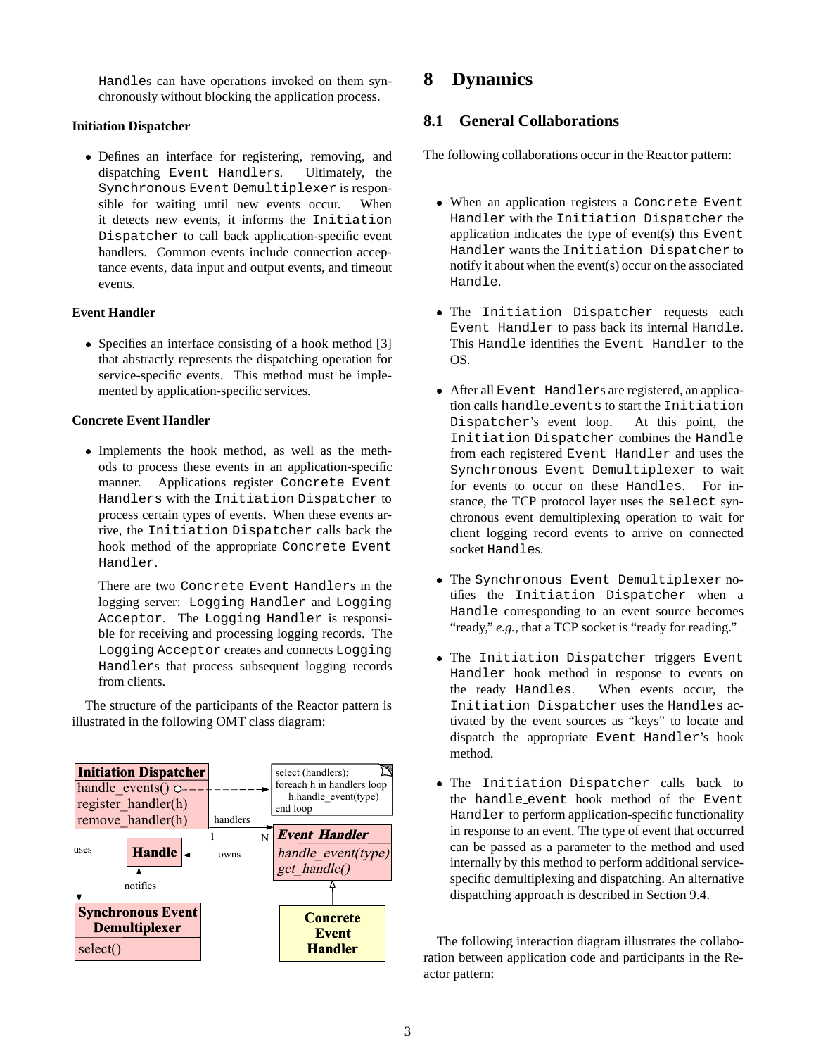Handles can have operations invoked on them synchronously without blocking the application process.

**Initiation Dispatcher**

- Defines an interface for registering, removing, and dispatching Event Handlers. Ultimately, the Synchronous Event Demultiplexer is responsible for waiting until new events occur. When it detects new events, it informs the Initiation Dispatcher to call back application-specific event handlers. Common events include connection acceptance events, data input and output events, and timeout events.

**Event Handler**

- Specifies an interface consisting of a hook method [3] that abstractly represents the dispatching operation for service-specific events. This method must be implemented by application-specific services.

**Concrete Event Handler**

- Implements the hook method, as well as the methods to process these events in an application-specific manner. Applications register Concrete Event Handlers with the Initiation Dispatcher to process certain types of events. When these events arrive, the Initiation Dispatcher calls back the hook method of the appropriate Concrete Event Handler.

  There are two Concrete Event Handlers in the logging server: Logging Handler and Logging Acceptor. The Logging Handler is responsible for receiving and processing logging records. The Logging Acceptor creates and connects Logging Handlers that process subsequent logging records from clients.

The structure of the participants of the Reactor pattern is illustrated in the following OMT class diagram:

```
Initiation Dispatcher                 select (handlers);
handle_events() o- - - - - - - - - >  foreach h in handlers loop
register_handler(h)                       h.handle_event(type)
remove_handler(h)                     end loop
                      handlers
                    1 ----------> N   Event Handler
uses       Handle  <----owns------    handle_event(type)
                                      get_handle()
           notifies                         ^
Synchronous Event                     Concrete
Demultiplexer                         Event
select()                              Handler
```

# 8 Dynamics

## 8.1 General Collaborations

The following collaborations occur in the Reactor pattern:

- When an application registers a Concrete Event Handler with the Initiation Dispatcher the application indicates the type of event(s) this Event Handler wants the Initiation Dispatcher to notify it about when the event(s) occur on the associated Handle.
- The Initiation Dispatcher requests each Event Handler to pass back its internal Handle. This Handle identifies the Event Handler to the OS.
- After all Event Handlers are registered, an application calls handle_events to start the Initiation Dispatcher's event loop. At this point, the Initiation Dispatcher combines the Handle from each registered Event Handler and uses the Synchronous Event Demultiplexer to wait for events to occur on these Handles. For instance, the TCP protocol layer uses the select synchronous event demultiplexing operation to wait for client logging record events to arrive on connected socket Handles.
- The Synchronous Event Demultiplexer notifies the Initiation Dispatcher when a Handle corresponding to an event source becomes "ready," *e.g.*, that a TCP socket is "ready for reading."
- The Initiation Dispatcher triggers Event Handler hook method in response to events on the ready Handles. When events occur, the Initiation Dispatcher uses the Handles activated by the event sources as "keys" to locate and dispatch the appropriate Event Handler's hook method.
- The Initiation Dispatcher calls back to the handle_event hook method of the Event Handler to perform application-specific functionality in response to an event. The type of event that occurred can be passed as a parameter to the method and used internally by this method to perform additional service-specific demultiplexing and dispatching. An alternative dispatching approach is described in Section 9.4.

The following interaction diagram illustrates the collaboration between application code and participants in the Reactor pattern: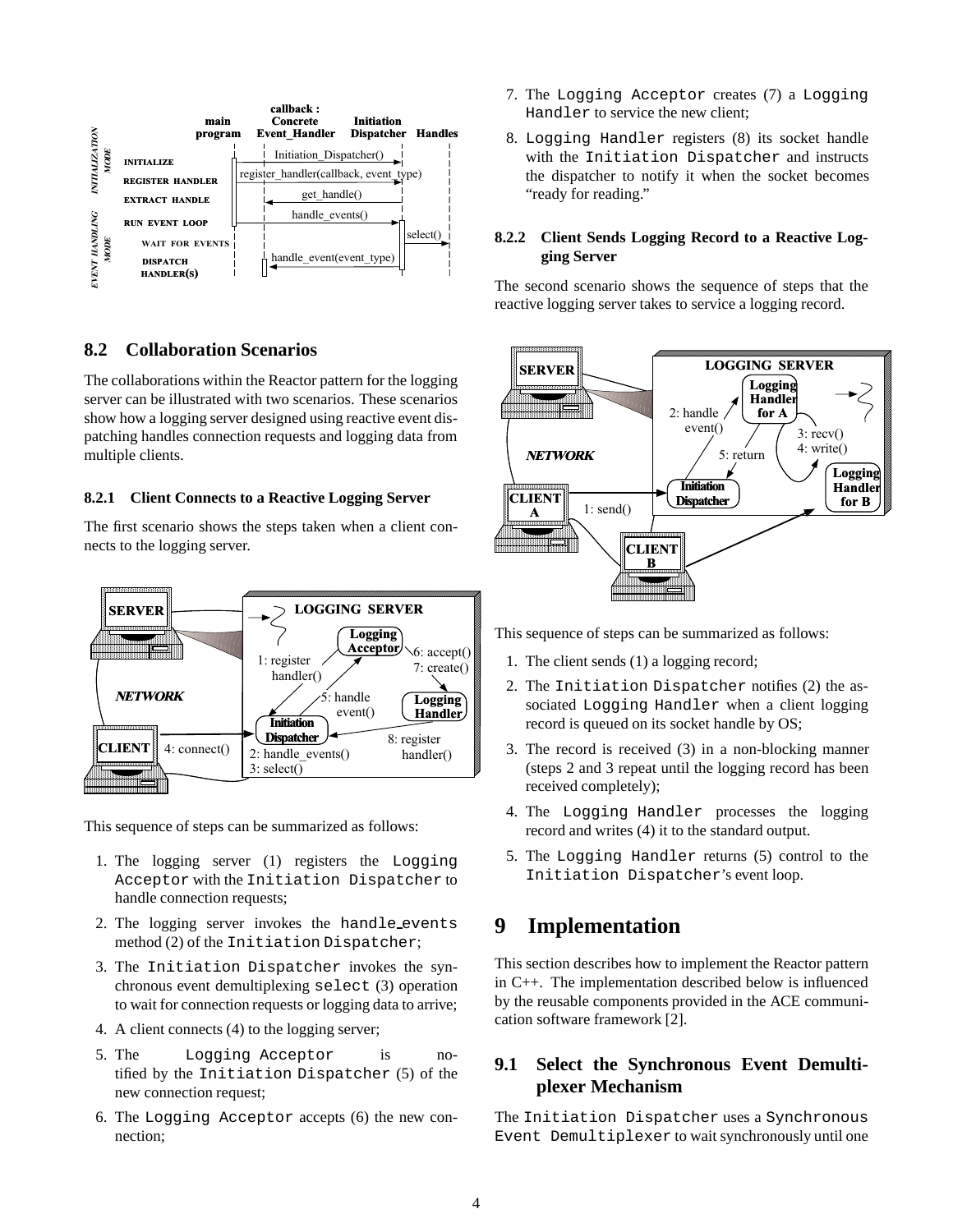## 8.2 Collaboration Scenarios

The collaborations within the Reactor pattern for the logging server can be illustrated with two scenarios. These scenarios show how a logging server designed using reactive event dispatching handles connection requests and logging data from multiple clients.

### 8.2.1 Client Connects to a Reactive Logging Server

The first scenario shows the steps taken when a client connects to the logging server.

This sequence of steps can be summarized as follows:

1. The logging server (1) registers the `Logging Acceptor` with the `Initiation Dispatcher` to handle connection requests;
2. The logging server invokes the `handle_events` method (2) of the `Initiation Dispatcher`;
3. The `Initiation Dispatcher` invokes the synchronous event demultiplexing `select` (3) operation to wait for connection requests or logging data to arrive;
4. A client connects (4) to the logging server;
5. The `Logging Acceptor` is notified by the `Initiation Dispatcher` (5) of the new connection request;
6. The `Logging Acceptor` accepts (6) the new connection;
7. The `Logging Acceptor` creates (7) a `Logging Handler` to service the new client;
8. `Logging Handler` registers (8) its socket handle with the `Initiation Dispatcher` and instructs the dispatcher to notify it when the socket becomes "ready for reading."

### 8.2.2 Client Sends Logging Record to a Reactive Logging Server

The second scenario shows the sequence of steps that the reactive logging server takes to service a logging record.

This sequence of steps can be summarized as follows:

1. The client sends (1) a logging record;
2. The `Initiation Dispatcher` notifies (2) the associated `Logging Handler` when a client logging record is queued on its socket handle by OS;
3. The record is received (3) in a non-blocking manner (steps 2 and 3 repeat until the logging record has been received completely);
4. The `Logging Handler` processes the logging record and writes (4) it to the standard output.
5. The `Logging Handler` returns (5) control to the `Initiation Dispatcher`'s event loop.

# 9 Implementation

This section describes how to implement the Reactor pattern in C++. The implementation described below is influenced by the reusable components provided in the ACE communication software framework [2].

## 9.1 Select the Synchronous Event Demultiplexer Mechanism

The `Initiation Dispatcher` uses a `Synchronous Event Demultiplexer` to wait synchronously until one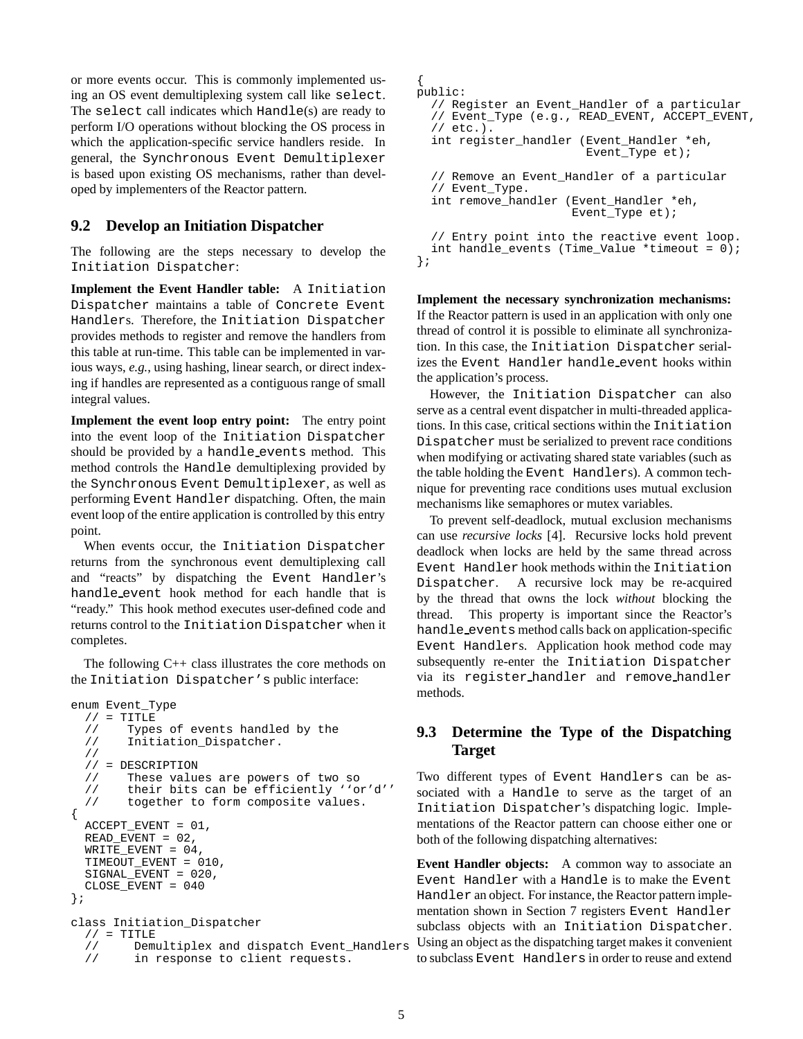or more events occur. This is commonly implemented using an OS event demultiplexing system call like `select`. The `select` call indicates which `Handle`(s) are ready to perform I/O operations without blocking the OS process in which the application-specific service handlers reside. In general, the `Synchronous Event Demultiplexer` is based upon existing OS mechanisms, rather than developed by implementers of the Reactor pattern.

## 9.2 Develop an Initiation Dispatcher

The following are the steps necessary to develop the `Initiation Dispatcher`:

**Implement the Event Handler table:** A `Initiation Dispatcher` maintains a table of `Concrete Event Handler`s. Therefore, the `Initiation Dispatcher` provides methods to register and remove the handlers from this table at run-time. This table can be implemented in various ways, *e.g.*, using hashing, linear search, or direct indexing if handles are represented as a contiguous range of small integral values.

**Implement the event loop entry point:** The entry point into the event loop of the `Initiation Dispatcher` should be provided by a `handle_events` method. This method controls the `Handle` demultiplexing provided by the `Synchronous Event Demultiplexer`, as well as performing `Event Handler` dispatching. Often, the main event loop of the entire application is controlled by this entry point.

When events occur, the `Initiation Dispatcher` returns from the synchronous event demultiplexing call and "reacts" by dispatching the `Event Handler`'s `handle_event` hook method for each handle that is "ready." This hook method executes user-defined code and returns control to the `Initiation Dispatcher` when it completes.

The following C++ class illustrates the core methods on the `Initiation Dispatcher's` public interface:

```
enum Event_Type
  // = TITLE
  //    Types of events handled by the
  //    Initiation_Dispatcher.
  //
  // = DESCRIPTION
  //    These values are powers of two so
  //    their bits can be efficiently ''or'd''
  //    together to form composite values.
{
  ACCEPT_EVENT = 01,
  READ_EVENT = 02,
  WRITE_EVENT = 04,
  TIMEOUT_EVENT = 010,
  SIGNAL_EVENT = 020,
  CLOSE_EVENT = 040
};

class Initiation_Dispatcher
  // = TITLE
  //     Demultiplex and dispatch Event_Handlers
  //     in response to client requests.
{
public:
  // Register an Event_Handler of a particular
  // Event_Type (e.g., READ_EVENT, ACCEPT_EVENT,
  // etc.).
  int register_handler (Event_Handler *eh,
                        Event_Type et);

  // Remove an Event_Handler of a particular
  // Event_Type.
  int remove_handler (Event_Handler *eh,
                      Event_Type et);

  // Entry point into the reactive event loop.
  int handle_events (Time_Value *timeout = 0);
};
```

**Implement the necessary synchronization mechanisms:** If the Reactor pattern is used in an application with only one thread of control it is possible to eliminate all synchronization. In this case, the `Initiation Dispatcher` serializes the `Event Handler` `handle_event` hooks within the application's process.

However, the `Initiation Dispatcher` can also serve as a central event dispatcher in multi-threaded applications. In this case, critical sections within the `Initiation Dispatcher` must be serialized to prevent race conditions when modifying or activating shared state variables (such as the table holding the `Event Handler`s). A common technique for preventing race conditions uses mutual exclusion mechanisms like semaphores or mutex variables.

To prevent self-deadlock, mutual exclusion mechanisms can use *recursive locks* [4]. Recursive locks hold prevent deadlock when locks are held by the same thread across `Event Handler` hook methods within the `Initiation Dispatcher`. A recursive lock may be re-acquired by the thread that owns the lock *without* blocking the thread. This property is important since the Reactor's `handle_events` method calls back on application-specific `Event Handler`s. Application hook method code may subsequently re-enter the `Initiation Dispatcher` via its `register_handler` and `remove_handler` methods.

## 9.3 Determine the Type of the Dispatching Target

Two different types of `Event Handlers` can be associated with a `Handle` to serve as the target of an `Initiation Dispatcher`'s dispatching logic. Implementations of the Reactor pattern can choose either one or both of the following dispatching alternatives:

**Event Handler objects:** A common way to associate an `Event Handler` with a `Handle` is to make the `Event Handler` an object. For instance, the Reactor pattern implementation shown in Section 7 registers `Event Handler` subclass objects with an `Initiation Dispatcher`. Using an object as the dispatching target makes it convenient to subclass `Event Handlers` in order to reuse and extend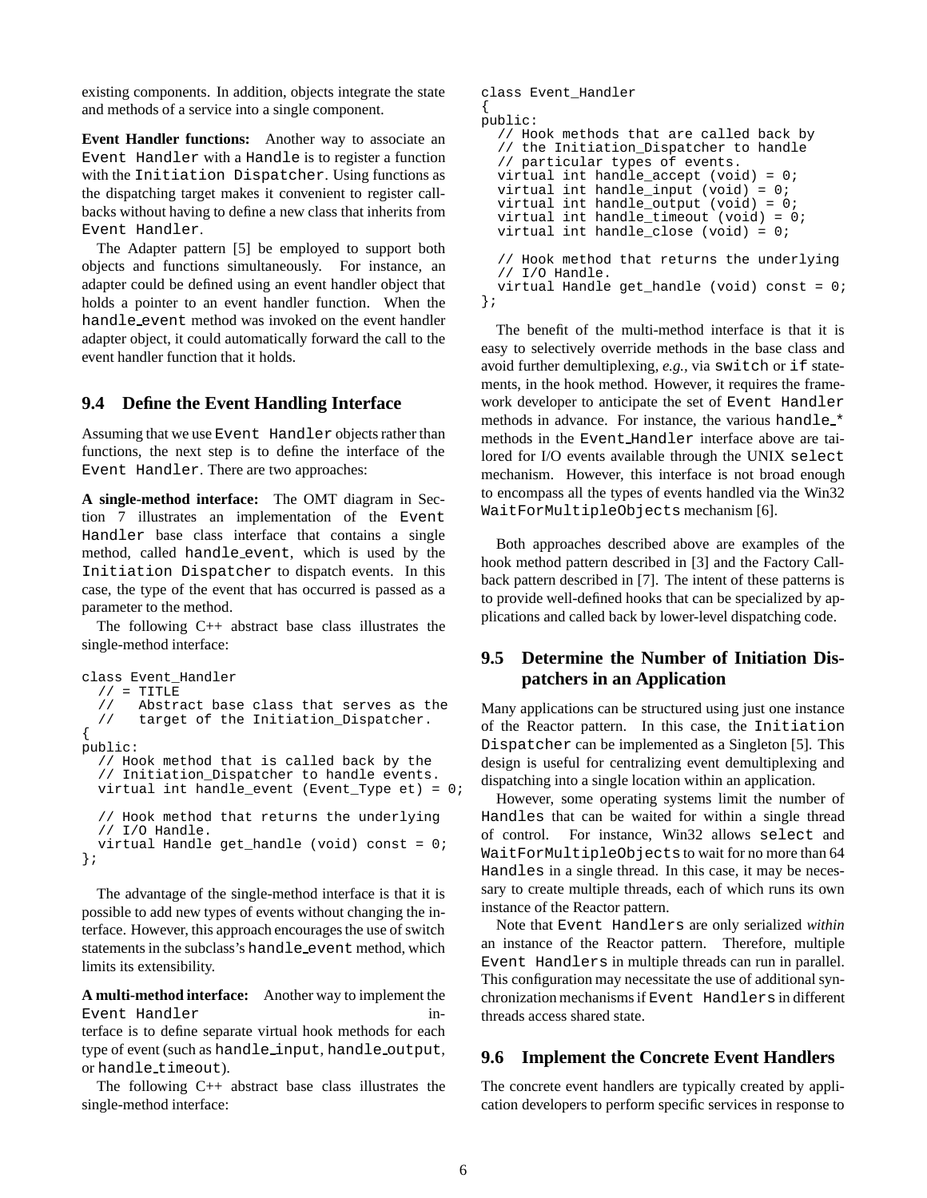existing components. In addition, objects integrate the state and methods of a service into a single component.

**Event Handler functions:** Another way to associate an Event Handler with a Handle is to register a function with the Initiation Dispatcher. Using functions as the dispatching target makes it convenient to register callbacks without having to define a new class that inherits from Event Handler.

The Adapter pattern [5] be employed to support both objects and functions simultaneously. For instance, an adapter could be defined using an event handler object that holds a pointer to an event handler function. When the handle_event method was invoked on the event handler adapter object, it could automatically forward the call to the event handler function that it holds.

## 9.4 Define the Event Handling Interface

Assuming that we use Event Handler objects rather than functions, the next step is to define the interface of the Event Handler. There are two approaches:

**A single-method interface:** The OMT diagram in Section 7 illustrates an implementation of the Event Handler base class interface that contains a single method, called handle_event, which is used by the Initiation Dispatcher to dispatch events. In this case, the type of the event that has occurred is passed as a parameter to the method.

The following C++ abstract base class illustrates the single-method interface:

```
class Event_Handler
  // = TITLE
  //   Abstract base class that serves as the
  //   target of the Initiation_Dispatcher.
{
public:
  // Hook method that is called back by the
  // Initiation_Dispatcher to handle events.
  virtual int handle_event (Event_Type et) = 0;

  // Hook method that returns the underlying
  // I/O Handle.
  virtual Handle get_handle (void) const = 0;
};
```

The advantage of the single-method interface is that it is possible to add new types of events without changing the interface. However, this approach encourages the use of switch statements in the subclass's handle_event method, which limits its extensibility.

**A multi-method interface:** Another way to implement the Event Handler interface is to define separate virtual hook methods for each type of event (such as handle_input, handle_output, or handle_timeout).

The following C++ abstract base class illustrates the single-method interface:

```
class Event_Handler
{
public:
  // Hook methods that are called back by
  // the Initiation_Dispatcher to handle
  // particular types of events.
  virtual int handle_accept (void) = 0;
  virtual int handle_input (void) = 0;
  virtual int handle_output (void) = 0;
  virtual int handle_timeout (void) = 0;
  virtual int handle_close (void) = 0;

  // Hook method that returns the underlying
  // I/O Handle.
  virtual Handle get_handle (void) const = 0;
};
```

The benefit of the multi-method interface is that it is easy to selectively override methods in the base class and avoid further demultiplexing, *e.g.*, via switch or if statements, in the hook method. However, it requires the framework developer to anticipate the set of Event Handler methods in advance. For instance, the various handle_* methods in the Event_Handler interface above are tailored for I/O events available through the UNIX select mechanism. However, this interface is not broad enough to encompass all the types of events handled via the Win32 WaitForMultipleObjects mechanism [6].

Both approaches described above are examples of the hook method pattern described in [3] and the Factory Callback pattern described in [7]. The intent of these patterns is to provide well-defined hooks that can be specialized by applications and called back by lower-level dispatching code.

## 9.5 Determine the Number of Initiation Dispatchers in an Application

Many applications can be structured using just one instance of the Reactor pattern. In this case, the Initiation Dispatcher can be implemented as a Singleton [5]. This design is useful for centralizing event demultiplexing and dispatching into a single location within an application.

However, some operating systems limit the number of Handles that can be waited for within a single thread of control. For instance, Win32 allows select and WaitForMultipleObjects to wait for no more than 64 Handles in a single thread. In this case, it may be necessary to create multiple threads, each of which runs its own instance of the Reactor pattern.

Note that Event Handlers are only serialized *within* an instance of the Reactor pattern. Therefore, multiple Event Handlers in multiple threads can run in parallel. This configuration may necessitate the use of additional synchronization mechanisms if Event Handlers in different threads access shared state.

## 9.6 Implement the Concrete Event Handlers

The concrete event handlers are typically created by application developers to perform specific services in response to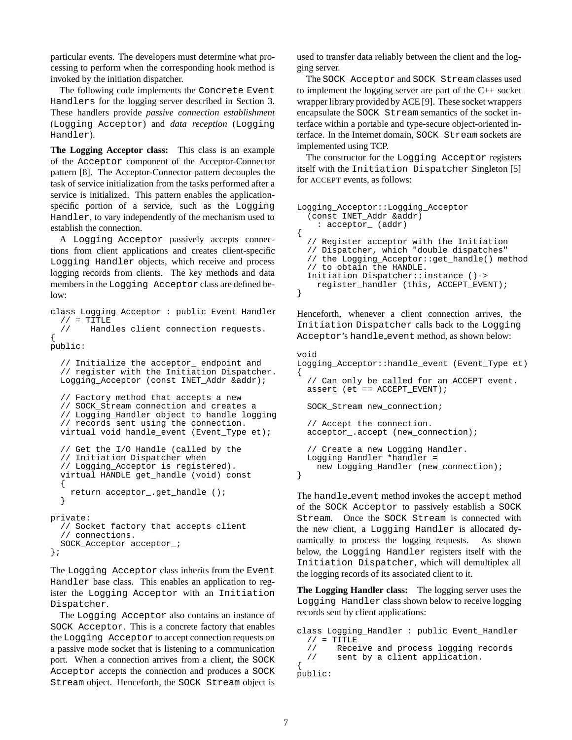particular events. The developers must determine what processing to perform when the corresponding hook method is invoked by the initiation dispatcher.

The following code implements the Concrete Event Handlers for the logging server described in Section 3. These handlers provide *passive connection establishment* (Logging Acceptor) and *data reception* (Logging Handler).

**The Logging Acceptor class:** This class is an example of the Acceptor component of the Acceptor-Connector pattern [8]. The Acceptor-Connector pattern decouples the task of service initialization from the tasks performed after a service is initialized. This pattern enables the application-specific portion of a service, such as the Logging Handler, to vary independently of the mechanism used to establish the connection.

A Logging Acceptor passively accepts connections from client applications and creates client-specific Logging Handler objects, which receive and process logging records from clients. The key methods and data members in the Logging Acceptor class are defined below:

```
class Logging_Acceptor : public Event_Handler
  // = TITLE
  //    Handles client connection requests.
{
public:

  // Initialize the acceptor_ endpoint and
  // register with the Initiation Dispatcher.
  Logging_Acceptor (const INET_Addr &addr);

  // Factory method that accepts a new
  // SOCK_Stream connection and creates a
  // Logging_Handler object to handle logging
  // records sent using the connection.
  virtual void handle_event (Event_Type et);

  // Get the I/O Handle (called by the
  // Initiation Dispatcher when
  // Logging_Acceptor is registered).
  virtual HANDLE get_handle (void) const
  {
    return acceptor_.get_handle ();
  }

private:
  // Socket factory that accepts client
  // connections.
  SOCK_Acceptor acceptor_;
};
```

The Logging Acceptor class inherits from the Event Handler base class. This enables an application to register the Logging Acceptor with an Initiation Dispatcher.

The Logging Acceptor also contains an instance of SOCK Acceptor. This is a concrete factory that enables the Logging Acceptor to accept connection requests on a passive mode socket that is listening to a communication port. When a connection arrives from a client, the SOCK Acceptor accepts the connection and produces a SOCK Stream object. Henceforth, the SOCK Stream object is used to transfer data reliably between the client and the logging server.

The SOCK Acceptor and SOCK Stream classes used to implement the logging server are part of the C++ socket wrapper library provided by ACE [9]. These socket wrappers encapsulate the SOCK Stream semantics of the socket interface within a portable and type-secure object-oriented interface. In the Internet domain, SOCK Stream sockets are implemented using TCP.

The constructor for the Logging Acceptor registers itself with the Initiation Dispatcher Singleton [5] for ACCEPT events, as follows:

```
Logging_Acceptor::Logging_Acceptor
  (const INET_Addr &addr)
    : acceptor_ (addr)
{
  // Register acceptor with the Initiation
  // Dispatcher, which "double dispatches"
  // the Logging_Acceptor::get_handle() method
  // to obtain the HANDLE.
  Initiation_Dispatcher::instance ()->
    register_handler (this, ACCEPT_EVENT);
}
```

Henceforth, whenever a client connection arrives, the Initiation Dispatcher calls back to the Logging Acceptor's handle_event method, as shown below:

```
void
Logging_Acceptor::handle_event (Event_Type et)
{
  // Can only be called for an ACCEPT event.
  assert (et == ACCEPT_EVENT);

  SOCK_Stream new_connection;

  // Accept the connection.
  acceptor_.accept (new_connection);

  // Create a new Logging Handler.
  Logging_Handler *handler =
    new Logging_Handler (new_connection);
}
```

The handle_event method invokes the accept method of the SOCK Acceptor to passively establish a SOCK Stream. Once the SOCK Stream is connected with the new client, a Logging Handler is allocated dynamically to process the logging requests. As shown below, the Logging Handler registers itself with the Initiation Dispatcher, which will demultiplex all the logging records of its associated client to it.

**The Logging Handler class:** The logging server uses the Logging Handler class shown below to receive logging records sent by client applications:

```
class Logging_Handler : public Event_Handler
  // = TITLE
  //    Receive and process logging records
  //    sent by a client application.
{
public:
```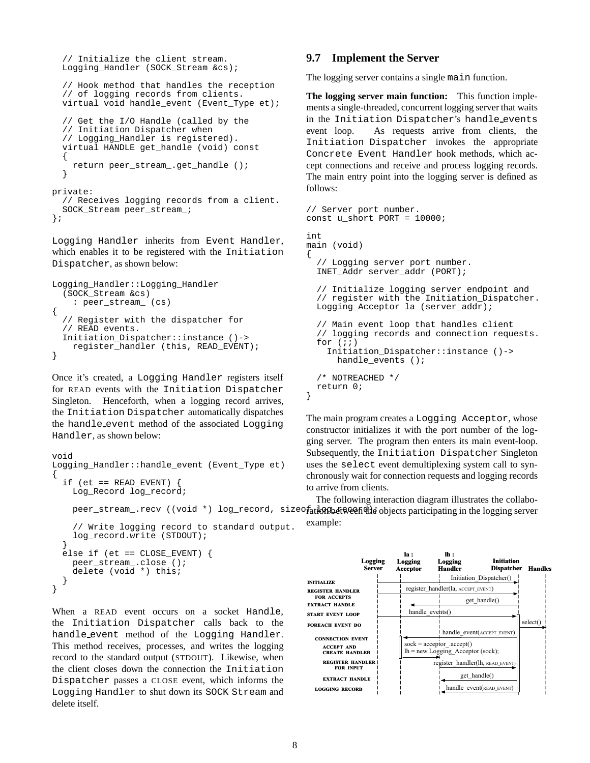```
  // Initialize the client stream.
  Logging_Handler (SOCK_Stream &cs);

  // Hook method that handles the reception
  // of logging records from clients.
  virtual void handle_event (Event_Type et);

  // Get the I/O Handle (called by the
  // Initiation Dispatcher when
  // Logging_Handler is registered).
  virtual HANDLE get_handle (void) const
  {
    return peer_stream_.get_handle ();
  }

private:
  // Receives logging records from a client.
  SOCK_Stream peer_stream_;
};
```

`Logging Handler` inherits from `Event Handler`, which enables it to be registered with the `Initiation Dispatcher`, as shown below:

```
Logging_Handler::Logging_Handler
  (SOCK_Stream &cs)
    : peer_stream_ (cs)
{
  // Register with the dispatcher for
  // READ events.
  Initiation_Dispatcher::instance ()->
    register_handler (this, READ_EVENT);
}
```

Once it's created, a `Logging Handler` registers itself for READ events with the `Initiation Dispatcher` Singleton. Henceforth, when a logging record arrives, the `Initiation Dispatcher` automatically dispatches the `handle_event` method of the associated `Logging Handler`, as shown below:

```
void
Logging_Handler::handle_event (Event_Type et)
{
  if (et == READ_EVENT) {
    Log_Record log_record;

    peer_stream_.recv ((void *) log_record, sizeof log_record);

    // Write logging record to standard output.
    log_record.write (STDOUT);
  }
  else if (et == CLOSE_EVENT) {
    peer_stream_.close ();
    delete (void *) this;
  }
}
```

When a READ event occurs on a socket `Handle`, the `Initiation Dispatcher` calls back to the `handle_event` method of the `Logging Handler`. This method receives, processes, and writes the logging record to the standard output (STDOUT). Likewise, when the client closes down the connection the `Initiation Dispatcher` passes a CLOSE event, which informs the `Logging Handler` to shut down its `SOCK Stream` and delete itself.

## 9.7 Implement the Server

The logging server contains a single `main` function.

**The logging server main function:** This function implements a single-threaded, concurrent logging server that waits in the `Initiation Dispatcher`'s `handle_events` event loop. As requests arrive from clients, the `Initiation Dispatcher` invokes the appropriate `Concrete Event Handler` hook methods, which accept connections and receive and process logging records. The main entry point into the logging server is defined as follows:

```
// Server port number.
const u_short PORT = 10000;

int
main (void)
{
  // Logging server port number.
  INET_Addr server_addr (PORT);

  // Initialize logging server endpoint and
  // register with the Initiation_Dispatcher.
  Logging_Acceptor la (server_addr);

  // Main event loop that handles client
  // logging records and connection requests.
  for (;;)
    Initiation_Dispatcher::instance ()->
      handle_events ();

  /* NOTREACHED */
  return 0;
}
```

The main program creates a `Logging Acceptor`, whose constructor initializes it with the port number of the logging server. The program then enters its main event-loop. Subsequently, the `Initiation Dispatcher` Singleton uses the `select` event demultiplexing system call to synchronously wait for connection requests and logging records to arrive from clients.

The following interaction diagram illustrates the collaboration between the objects participating in the logging server example:

| | Logging Server | la : Logging Acceptor | lh : Logging Handler | Initiation Dispatcher | Handles |
|---|---|---|---|---|---|
| INITIALIZE | Initiation_Dispatcher() → | | | | |
| REGISTER HANDLER FOR ACCEPTS | register_handler(la, ACCEPT_EVENT) → | | | | |
| EXTRACT HANDLE | | ← get_handle() | | | |
| START EVENT LOOP | handle_events() → | | | | |
| FOREACH EVENT DO | | | | select() → | |
| CONNECTION EVENT | | ← handle_event(ACCEPT_EVENT) | | | |
| ACCEPT AND CREATE HANDLER | | sock = acceptor_.accept(); lh = new Logging_Acceptor (sock); | | | |
| REGISTER HANDLER FOR INPUT | | | register_handler(lh, READ_EVENT) → | | |
| EXTRACT HANDLE | | | ← get_handle() | | |
| LOGGING RECORD | | | ← handle_event(READ_EVENT) | | |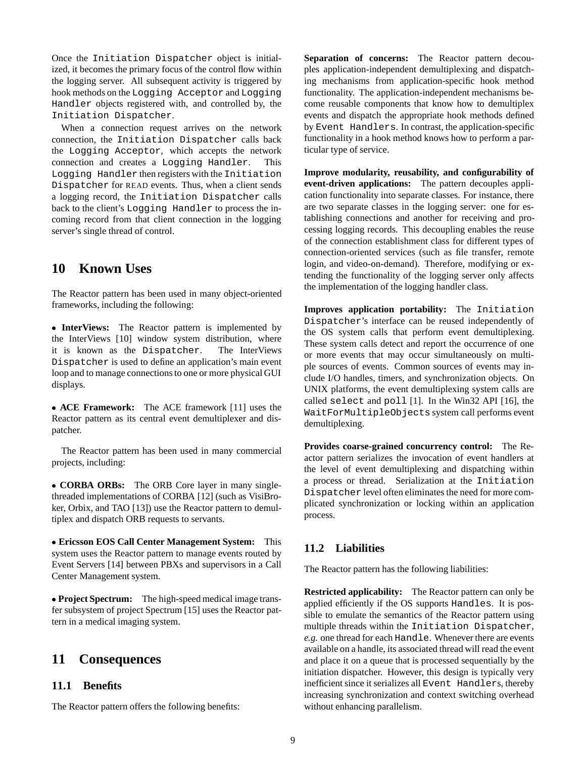Once the Initiation Dispatcher object is initialized, it becomes the primary focus of the control flow within the logging server. All subsequent activity is triggered by hook methods on the Logging Acceptor and Logging Handler objects registered with, and controlled by, the Initiation Dispatcher.

When a connection request arrives on the network connection, the Initiation Dispatcher calls back the Logging Acceptor, which accepts the network connection and creates a Logging Handler. This Logging Handler then registers with the Initiation Dispatcher for READ events. Thus, when a client sends a logging record, the Initiation Dispatcher calls back to the client's Logging Handler to process the incoming record from that client connection in the logging server's single thread of control.

# 10 Known Uses

The Reactor pattern has been used in many object-oriented frameworks, including the following:

- **InterViews:** The Reactor pattern is implemented by the InterViews [10] window system distribution, where it is known as the Dispatcher. The InterViews Dispatcher is used to define an application's main event loop and to manage connections to one or more physical GUI displays.

- **ACE Framework:** The ACE framework [11] uses the Reactor pattern as its central event demultiplexer and dispatcher.

The Reactor pattern has been used in many commercial projects, including:

- **CORBA ORBs:** The ORB Core layer in many single-threaded implementations of CORBA [12] (such as VisiBroker, Orbix, and TAO [13]) use the Reactor pattern to demultiplex and dispatch ORB requests to servants.

- **Ericsson EOS Call Center Management System:** This system uses the Reactor pattern to manage events routed by Event Servers [14] between PBXs and supervisors in a Call Center Management system.

- **Project Spectrum:** The high-speed medical image transfer subsystem of project Spectrum [15] uses the Reactor pattern in a medical imaging system.

# 11 Consequences

## 11.1 Benefits

The Reactor pattern offers the following benefits:

**Separation of concerns:** The Reactor pattern decouples application-independent demultiplexing and dispatching mechanisms from application-specific hook method functionality. The application-independent mechanisms become reusable components that know how to demultiplex events and dispatch the appropriate hook methods defined by Event Handlers. In contrast, the application-specific functionality in a hook method knows how to perform a particular type of service.

**Improve modularity, reusability, and configurability of event-driven applications:** The pattern decouples application functionality into separate classes. For instance, there are two separate classes in the logging server: one for establishing connections and another for receiving and processing logging records. This decoupling enables the reuse of the connection establishment class for different types of connection-oriented services (such as file transfer, remote login, and video-on-demand). Therefore, modifying or extending the functionality of the logging server only affects the implementation of the logging handler class.

**Improves application portability:** The Initiation Dispatcher's interface can be reused independently of the OS system calls that perform event demultiplexing. These system calls detect and report the occurrence of one or more events that may occur simultaneously on multiple sources of events. Common sources of events may include I/O handles, timers, and synchronization objects. On UNIX platforms, the event demultiplexing system calls are called select and poll [1]. In the Win32 API [16], the WaitForMultipleObjects system call performs event demultiplexing.

**Provides coarse-grained concurrency control:** The Reactor pattern serializes the invocation of event handlers at the level of event demultiplexing and dispatching within a process or thread. Serialization at the Initiation Dispatcher level often eliminates the need for more complicated synchronization or locking within an application process.

## 11.2 Liabilities

The Reactor pattern has the following liabilities:

**Restricted applicability:** The Reactor pattern can only be applied efficiently if the OS supports Handles. It is possible to emulate the semantics of the Reactor pattern using multiple threads within the Initiation Dispatcher, *e.g.* one thread for each Handle. Whenever there are events available on a handle, its associated thread will read the event and place it on a queue that is processed sequentially by the initiation dispatcher. However, this design is typically very inefficient since it serializes all Event Handlers, thereby increasing synchronization and context switching overhead without enhancing parallelism.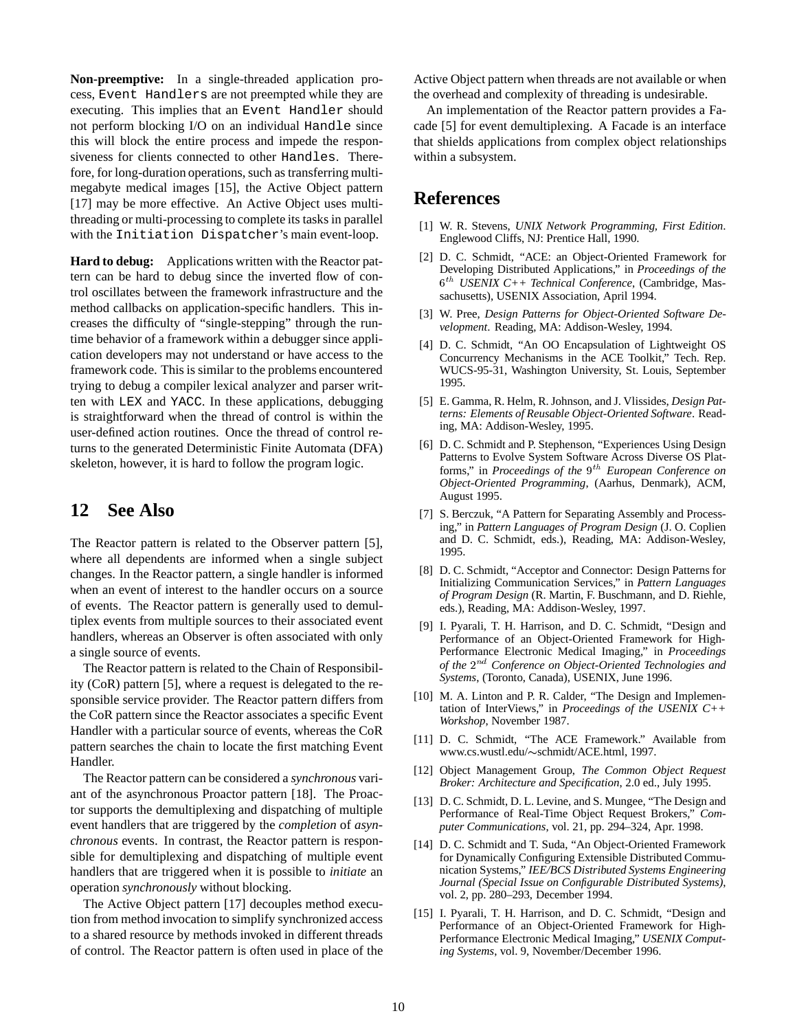**Non-preemptive:** In a single-threaded application process, `Event Handlers` are not preempted while they are executing. This implies that an `Event Handler` should not perform blocking I/O on an individual `Handle` since this will block the entire process and impede the responsiveness for clients connected to other `Handles`. Therefore, for long-duration operations, such as transferring multi-megabyte medical images [15], the Active Object pattern [17] may be more effective. An Active Object uses multi-threading or multi-processing to complete its tasks in parallel with the `Initiation Dispatcher`'s main event-loop.

**Hard to debug:** Applications written with the Reactor pattern can be hard to debug since the inverted flow of control oscillates between the framework infrastructure and the method callbacks on application-specific handlers. This increases the difficulty of "single-stepping" through the run-time behavior of a framework within a debugger since application developers may not understand or have access to the framework code. This is similar to the problems encountered trying to debug a compiler lexical analyzer and parser written with `LEX` and `YACC`. In these applications, debugging is straightforward when the thread of control is within the user-defined action routines. Once the thread of control returns to the generated Deterministic Finite Automata (DFA) skeleton, however, it is hard to follow the program logic.

## 12 See Also

The Reactor pattern is related to the Observer pattern [5], where all dependents are informed when a single subject changes. In the Reactor pattern, a single handler is informed when an event of interest to the handler occurs on a source of events. The Reactor pattern is generally used to demultiplex events from multiple sources to their associated event handlers, whereas an Observer is often associated with only a single source of events.

The Reactor pattern is related to the Chain of Responsibility (CoR) pattern [5], where a request is delegated to the responsible service provider. The Reactor pattern differs from the CoR pattern since the Reactor associates a specific Event Handler with a particular source of events, whereas the CoR pattern searches the chain to locate the first matching Event Handler.

The Reactor pattern can be considered a *synchronous* variant of the asynchronous Proactor pattern [18]. The Proactor supports the demultiplexing and dispatching of multiple event handlers that are triggered by the *completion* of *asynchronous* events. In contrast, the Reactor pattern is responsible for demultiplexing and dispatching of multiple event handlers that are triggered when it is possible to *initiate* an operation *synchronously* without blocking.

The Active Object pattern [17] decouples method execution from method invocation to simplify synchronized access to a shared resource by methods invoked in different threads of control. The Reactor pattern is often used in place of the Active Object pattern when threads are not available or when the overhead and complexity of threading is undesirable.

An implementation of the Reactor pattern provides a Facade [5] for event demultiplexing. A Facade is an interface that shields applications from complex object relationships within a subsystem.

## References

[1] W. R. Stevens, *UNIX Network Programming, First Edition*. Englewood Cliffs, NJ: Prentice Hall, 1990.

[2] D. C. Schmidt, "ACE: an Object-Oriented Framework for Developing Distributed Applications," in *Proceedings of the* $6^{th}$ *USENIX C++ Technical Conference*, (Cambridge, Massachusetts), USENIX Association, April 1994.

[3] W. Pree, *Design Patterns for Object-Oriented Software Development*. Reading, MA: Addison-Wesley, 1994.

[4] D. C. Schmidt, "An OO Encapsulation of Lightweight OS Concurrency Mechanisms in the ACE Toolkit," Tech. Rep. WUCS-95-31, Washington University, St. Louis, September 1995.

[5] E. Gamma, R. Helm, R. Johnson, and J. Vlissides, *Design Patterns: Elements of Reusable Object-Oriented Software*. Reading, MA: Addison-Wesley, 1995.

[6] D. C. Schmidt and P. Stephenson, "Experiences Using Design Patterns to Evolve System Software Across Diverse OS Platforms," in *Proceedings of the* $9^{th}$ *European Conference on Object-Oriented Programming*, (Aarhus, Denmark), ACM, August 1995.

[7] S. Berczuk, "A Pattern for Separating Assembly and Processing," in *Pattern Languages of Program Design* (J. O. Coplien and D. C. Schmidt, eds.), Reading, MA: Addison-Wesley, 1995.

[8] D. C. Schmidt, "Acceptor and Connector: Design Patterns for Initializing Communication Services," in *Pattern Languages of Program Design* (R. Martin, F. Buschmann, and D. Riehle, eds.), Reading, MA: Addison-Wesley, 1997.

[9] I. Pyarali, T. H. Harrison, and D. C. Schmidt, "Design and Performance of an Object-Oriented Framework for High-Performance Electronic Medical Imaging," in *Proceedings of the* $2^{nd}$ *Conference on Object-Oriented Technologies and Systems*, (Toronto, Canada), USENIX, June 1996.

[10] M. A. Linton and P. R. Calder, "The Design and Implementation of InterViews," in *Proceedings of the USENIX C++ Workshop*, November 1987.

[11] D. C. Schmidt, "The ACE Framework." Available from www.cs.wustl.edu/∼schmidt/ACE.html, 1997.

[12] Object Management Group, *The Common Object Request Broker: Architecture and Specification*, 2.0 ed., July 1995.

[13] D. C. Schmidt, D. L. Levine, and S. Mungee, "The Design and Performance of Real-Time Object Request Brokers," *Computer Communications*, vol. 21, pp. 294–324, Apr. 1998.

[14] D. C. Schmidt and T. Suda, "An Object-Oriented Framework for Dynamically Configuring Extensible Distributed Communication Systems," *IEE/BCS Distributed Systems Engineering Journal (Special Issue on Configurable Distributed Systems)*, vol. 2, pp. 280–293, December 1994.

[15] I. Pyarali, T. H. Harrison, and D. C. Schmidt, "Design and Performance of an Object-Oriented Framework for High-Performance Electronic Medical Imaging," *USENIX Computing Systems*, vol. 9, November/December 1996.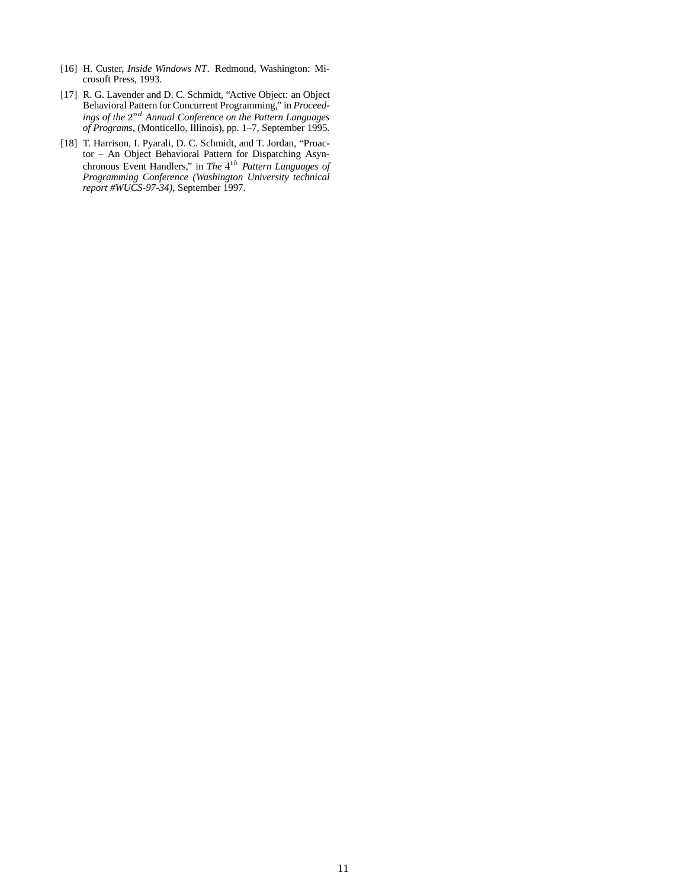[16] H. Custer, *Inside Windows NT*. Redmond, Washington: Microsoft Press, 1993.

[17] R. G. Lavender and D. C. Schmidt, "Active Object: an Object Behavioral Pattern for Concurrent Programming," in *Proceedings of the* $2^{nd}$ *Annual Conference on the Pattern Languages of Programs*, (Monticello, Illinois), pp. 1–7, September 1995.

[18] T. Harrison, I. Pyarali, D. C. Schmidt, and T. Jordan, "Proactor – An Object Behavioral Pattern for Dispatching Asynchronous Event Handlers," in *The* $4^{th}$ *Pattern Languages of Programming Conference (Washington University technical report #WUCS-97-34)*, September 1997.